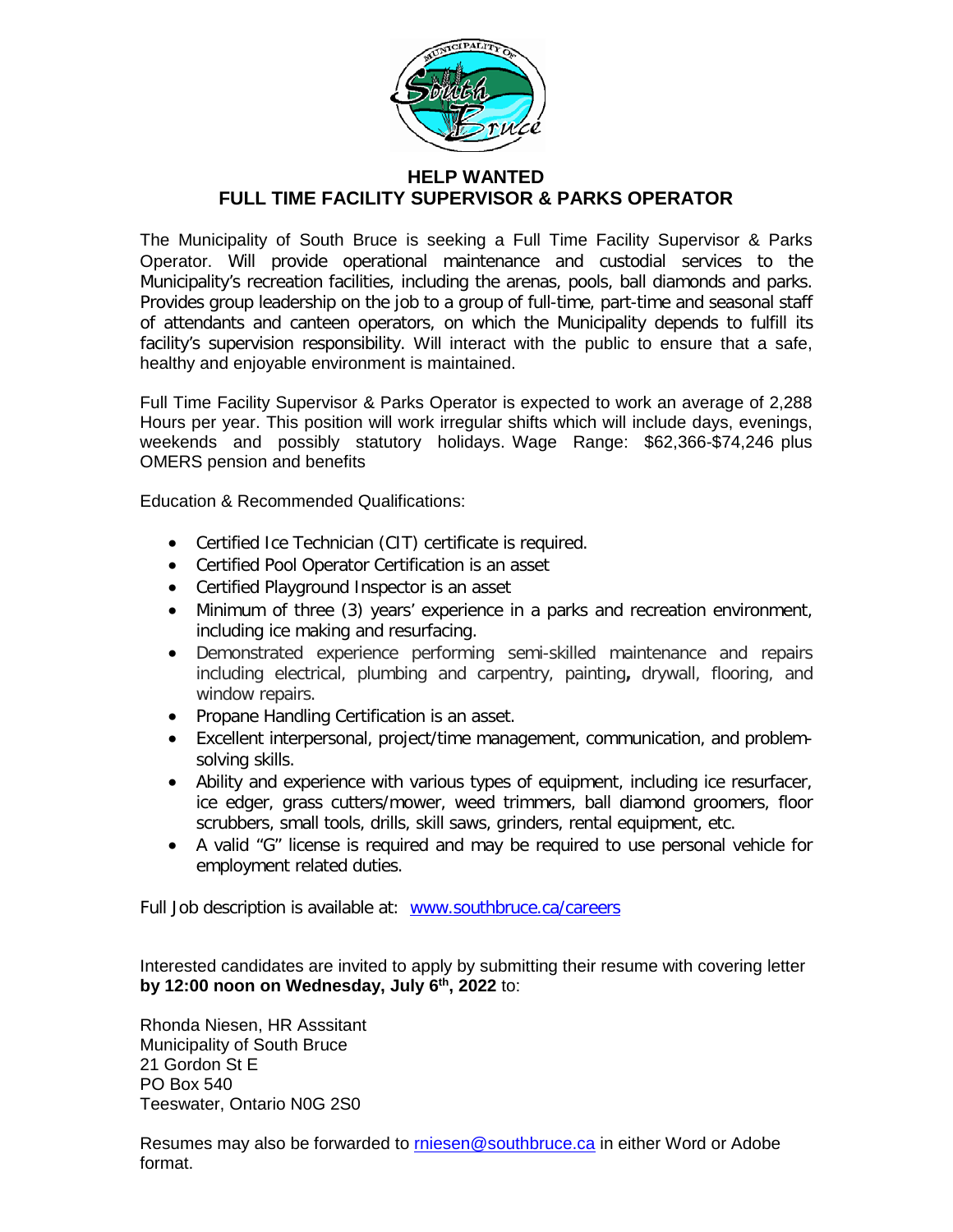# HELP WANTED
## FULL TIME FACILITY SUPERVISOR & PARKS OPERATOR

The Municipality of South Bruce is seeking a Full Time Facility Supervisor & Parks Operator. Will provide operational maintenance and custodial services to the Municipality's recreation facilities, including the arenas, pools, ball diamonds and parks. Provides group leadership on the job to a group of full-time, part-time and seasonal staff of attendants and canteen operators, on which the Municipality depends to fulfill its facility's supervision responsibility. Will interact with the public to ensure that a safe, healthy and enjoyable environment is maintained.

Full Time Facility Supervisor & Parks Operator is expected to work an average of 2,288 Hours per year. This position will work irregular shifts which will include days, evenings, weekends and possibly statutory holidays. Wage Range: $62,366-$74,246 plus OMERS pension and benefits

Education & Recommended Qualifications:

- Certified Ice Technician (CIT) certificate is required.
- Certified Pool Operator Certification is an asset
- Certified Playground Inspector is an asset
- Minimum of three (3) years' experience in a parks and recreation environment, including ice making and resurfacing.
- Demonstrated experience performing semi-skilled maintenance and repairs including electrical, plumbing and carpentry, painting**,** drywall, flooring, and window repairs.
- Propane Handling Certification is an asset.
- Excellent interpersonal, project/time management, communication, and problem-solving skills.
- Ability and experience with various types of equipment, including ice resurfacer, ice edger, grass cutters/mower, weed trimmers, ball diamond groomers, floor scrubbers, small tools, drills, skill saws, grinders, rental equipment, etc.
- A valid "G" license is required and may be required to use personal vehicle for employment related duties.

Full Job description is available at: [www.southbruce.ca/careers](http://www.southbruce.ca/careers)

Interested candidates are invited to apply by submitting their resume with covering letter **by 12:00 noon on Wednesday, July 6th, 2022** to:

Rhonda Niesen, HR Asssitant
Municipality of South Bruce
21 Gordon St E
PO Box 540
Teeswater, Ontario N0G 2S0

Resumes may also be forwarded to [rniesen@southbruce.ca](mailto:rniesen@southbruce.ca) in either Word or Adobe format.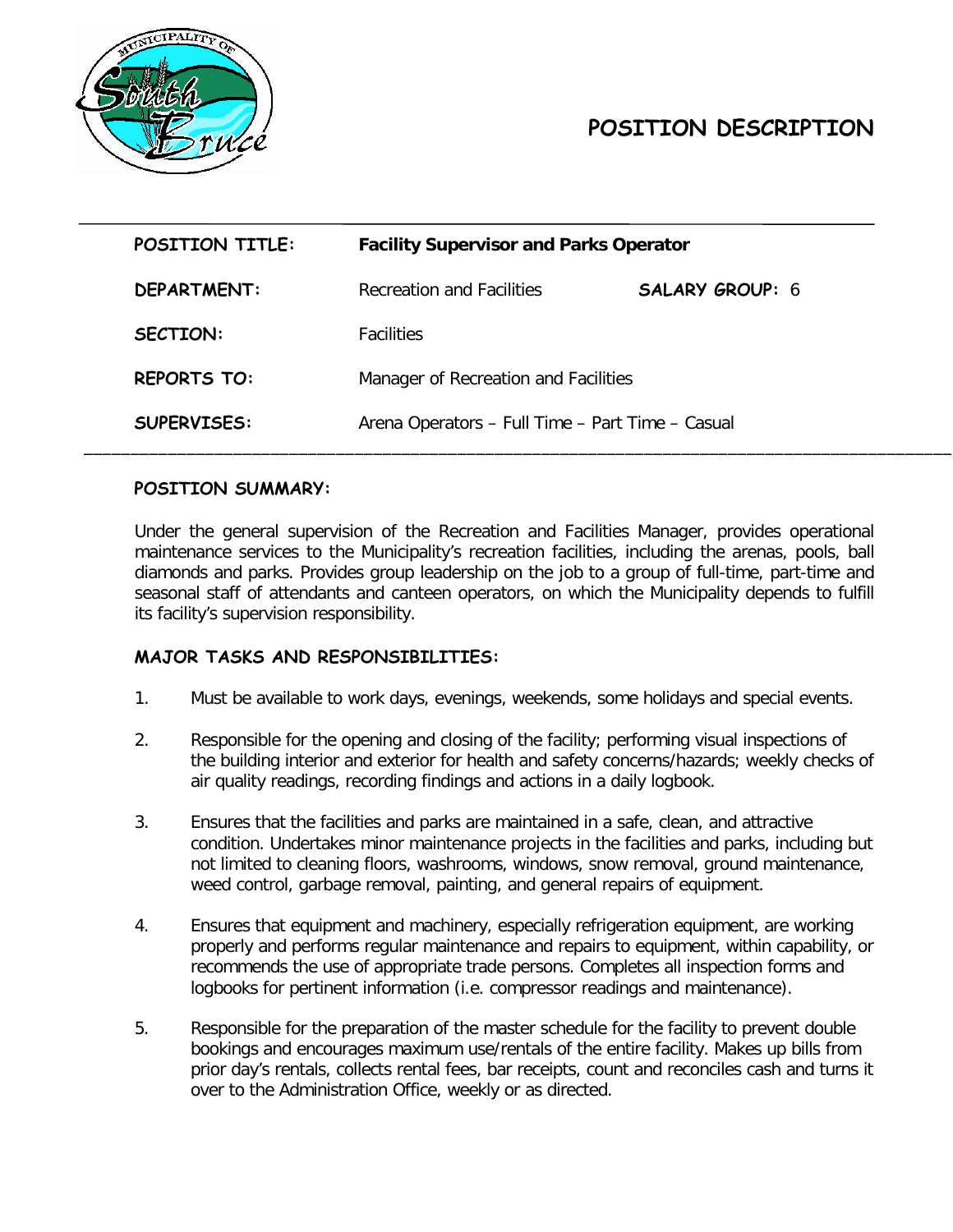# POSITION DESCRIPTION

| | | |
|---|---|---|
| **POSITION TITLE:** | **Facility Supervisor and Parks Operator** | |
| **DEPARTMENT:** | Recreation and Facilities | **SALARY GROUP:** 6 |
| **SECTION:** | Facilities | |
| **REPORTS TO:** | Manager of Recreation and Facilities | |
| **SUPERVISES:** | Arena Operators – Full Time – Part Time – Casual | |

## POSITION SUMMARY:

Under the general supervision of the Recreation and Facilities Manager, provides operational maintenance services to the Municipality's recreation facilities, including the arenas, pools, ball diamonds and parks. Provides group leadership on the job to a group of full-time, part-time and seasonal staff of attendants and canteen operators, on which the Municipality depends to fulfill its facility's supervision responsibility.

## MAJOR TASKS AND RESPONSIBILITIES:

1. Must be available to work days, evenings, weekends, some holidays and special events.

2. Responsible for the opening and closing of the facility; performing visual inspections of the building interior and exterior for health and safety concerns/hazards; weekly checks of air quality readings, recording findings and actions in a daily logbook.

3. Ensures that the facilities and parks are maintained in a safe, clean, and attractive condition. Undertakes minor maintenance projects in the facilities and parks, including but not limited to cleaning floors, washrooms, windows, snow removal, ground maintenance, weed control, garbage removal, painting, and general repairs of equipment.

4. Ensures that equipment and machinery, especially refrigeration equipment, are working properly and performs regular maintenance and repairs to equipment, within capability, or recommends the use of appropriate trade persons. Completes all inspection forms and logbooks for pertinent information (i.e. compressor readings and maintenance).

5. Responsible for the preparation of the master schedule for the facility to prevent double bookings and encourages maximum use/rentals of the entire facility. Makes up bills from prior day's rentals, collects rental fees, bar receipts, count and reconciles cash and turns it over to the Administration Office, weekly or as directed.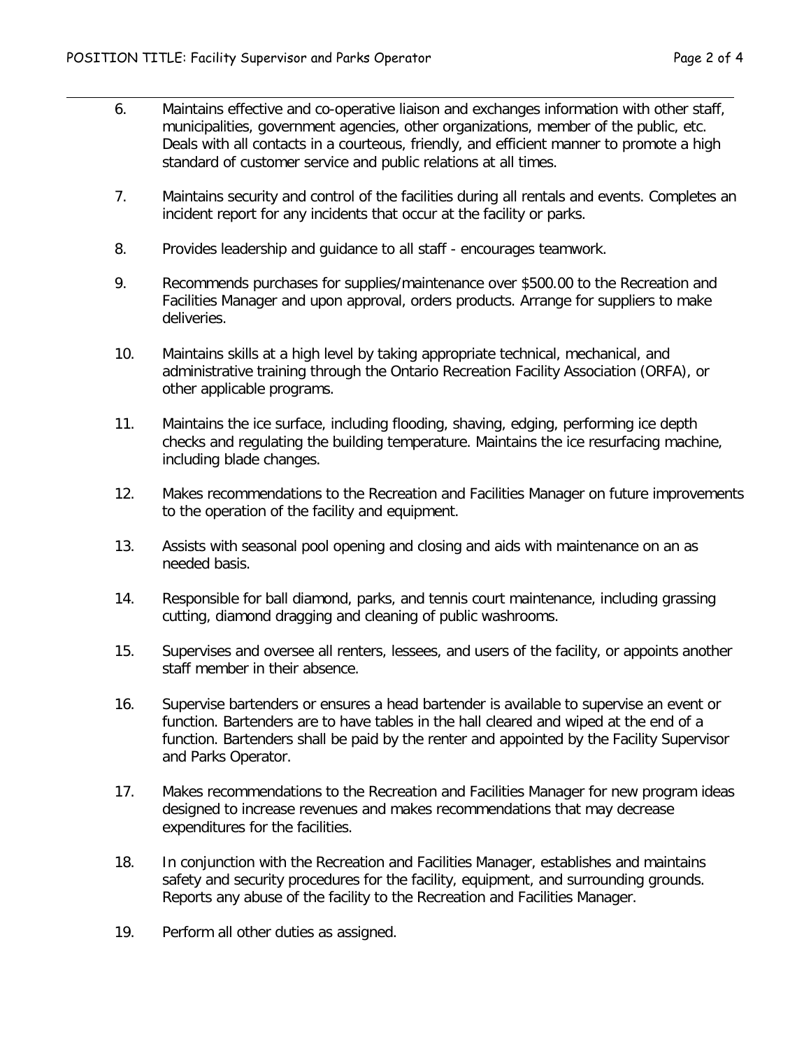6. Maintains effective and co-operative liaison and exchanges information with other staff, municipalities, government agencies, other organizations, member of the public, etc. Deals with all contacts in a courteous, friendly, and efficient manner to promote a high standard of customer service and public relations at all times.

7. Maintains security and control of the facilities during all rentals and events. Completes an incident report for any incidents that occur at the facility or parks.

8. Provides leadership and guidance to all staff - encourages teamwork.

9. Recommends purchases for supplies/maintenance over $500.00 to the Recreation and Facilities Manager and upon approval, orders products. Arrange for suppliers to make deliveries.

10. Maintains skills at a high level by taking appropriate technical, mechanical, and administrative training through the Ontario Recreation Facility Association (ORFA), or other applicable programs.

11. Maintains the ice surface, including flooding, shaving, edging, performing ice depth checks and regulating the building temperature. Maintains the ice resurfacing machine, including blade changes.

12. Makes recommendations to the Recreation and Facilities Manager on future improvements to the operation of the facility and equipment.

13. Assists with seasonal pool opening and closing and aids with maintenance on an as needed basis.

14. Responsible for ball diamond, parks, and tennis court maintenance, including grassing cutting, diamond dragging and cleaning of public washrooms.

15. Supervises and oversee all renters, lessees, and users of the facility, or appoints another staff member in their absence.

16. Supervise bartenders or ensures a head bartender is available to supervise an event or function. Bartenders are to have tables in the hall cleared and wiped at the end of a function. Bartenders shall be paid by the renter and appointed by the Facility Supervisor and Parks Operator.

17. Makes recommendations to the Recreation and Facilities Manager for new program ideas designed to increase revenues and makes recommendations that may decrease expenditures for the facilities.

18. In conjunction with the Recreation and Facilities Manager, establishes and maintains safety and security procedures for the facility, equipment, and surrounding grounds. Reports any abuse of the facility to the Recreation and Facilities Manager.

19. Perform all other duties as assigned.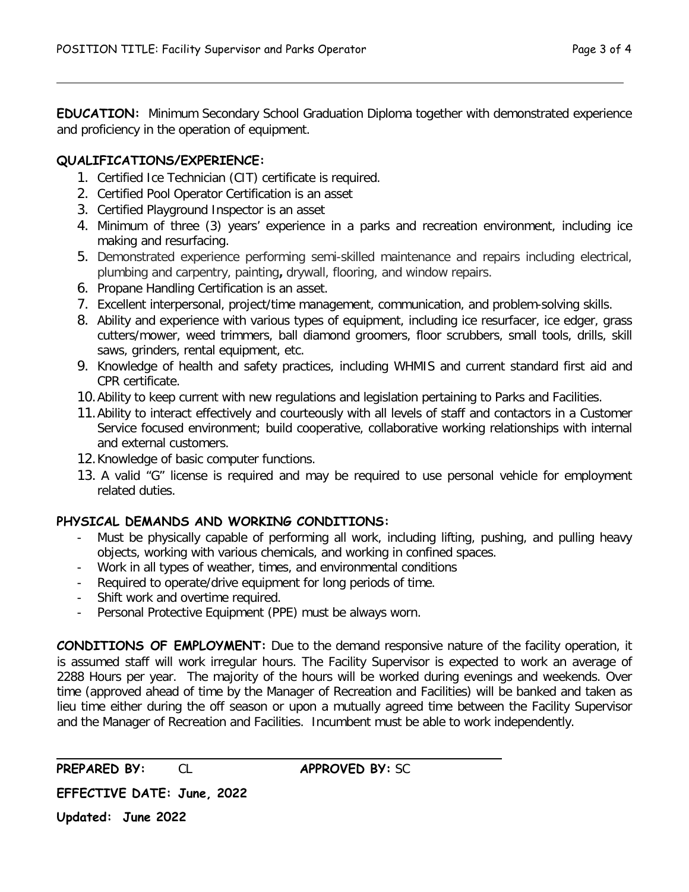**EDUCATION:** Minimum Secondary School Graduation Diploma together with demonstrated experience and proficiency in the operation of equipment.

## QUALIFICATIONS/EXPERIENCE:

1. Certified Ice Technician (CIT) certificate is required.
2. Certified Pool Operator Certification is an asset
3. Certified Playground Inspector is an asset
4. Minimum of three (3) years' experience in a parks and recreation environment, including ice making and resurfacing.
5. Demonstrated experience performing semi-skilled maintenance and repairs including electrical, plumbing and carpentry, painting**,** drywall, flooring, and window repairs.
6. Propane Handling Certification is an asset.
7. Excellent interpersonal, project/time management, communication, and problem-solving skills.
8. Ability and experience with various types of equipment, including ice resurfacer, ice edger, grass cutters/mower, weed trimmers, ball diamond groomers, floor scrubbers, small tools, drills, skill saws, grinders, rental equipment, etc.
9. Knowledge of health and safety practices, including WHMIS and current standard first aid and CPR certificate.
10. Ability to keep current with new regulations and legislation pertaining to Parks and Facilities.
11. Ability to interact effectively and courteously with all levels of staff and contactors in a Customer Service focused environment; build cooperative, collaborative working relationships with internal and external customers.
12. Knowledge of basic computer functions.
13. A valid "G" license is required and may be required to use personal vehicle for employment related duties.

## PHYSICAL DEMANDS AND WORKING CONDITIONS:

- Must be physically capable of performing all work, including lifting, pushing, and pulling heavy objects, working with various chemicals, and working in confined spaces.
- Work in all types of weather, times, and environmental conditions
- Required to operate/drive equipment for long periods of time.
- Shift work and overtime required.
- Personal Protective Equipment (PPE) must be always worn.

**CONDITIONS OF EMPLOYMENT:** Due to the demand responsive nature of the facility operation, it is assumed staff will work irregular hours. The Facility Supervisor is expected to work an average of 2288 Hours per year. The majority of the hours will be worked during evenings and weekends. Over time (approved ahead of time by the Manager of Recreation and Facilities) will be banked and taken as lieu time either during the off season or upon a mutually agreed time between the Facility Supervisor and the Manager of Recreation and Facilities. Incumbent must be able to work independently.

**PREPARED BY:** CL **APPROVED BY:** SC

**EFFECTIVE DATE: June, 2022**

**Updated: June 2022**